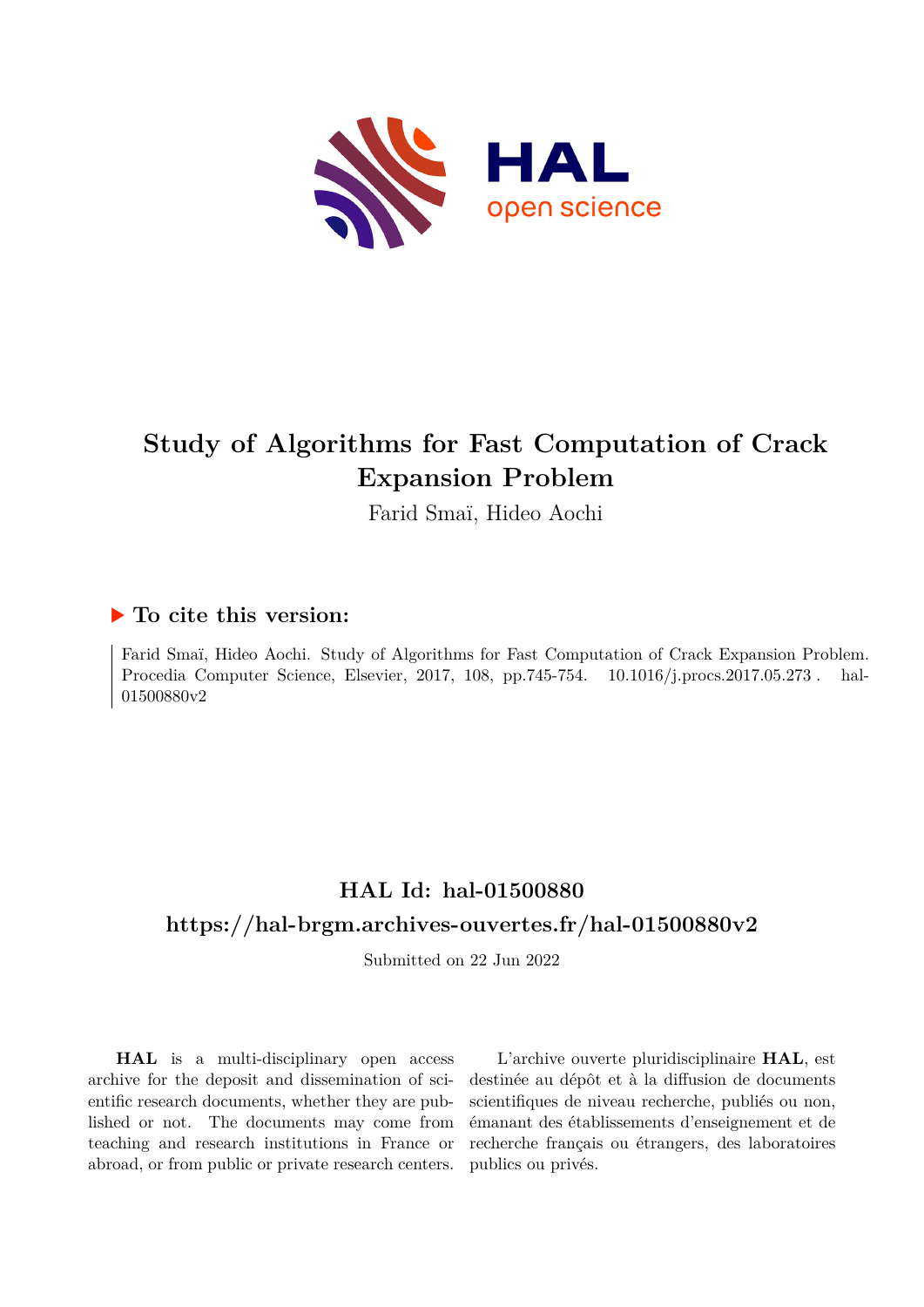# Study of Algorithms for Fast Computation of Crack Expansion Problem

Farid Smaï, Hideo Aochi

## ▶ To cite this version:

Farid Smaï, Hideo Aochi. Study of Algorithms for Fast Computation of Crack Expansion Problem. Procedia Computer Science, Elsevier, 2017, 108, pp.745-754. 10.1016/j.procs.2017.05.273 . hal-01500880v2

## HAL Id: hal-01500880

## https://hal-brgm.archives-ouvertes.fr/hal-01500880v2

Submitted on 22 Jun 2022

**HAL** is a multi-disciplinary open access archive for the deposit and dissemination of scientific research documents, whether they are published or not. The documents may come from teaching and research institutions in France or abroad, or from public or private research centers.

L'archive ouverte pluridisciplinaire **HAL**, est destinée au dépôt et à la diffusion de documents scientifiques de niveau recherche, publiés ou non, émanant des établissements d'enseignement et de recherche français ou étrangers, des laboratoires publics ou privés.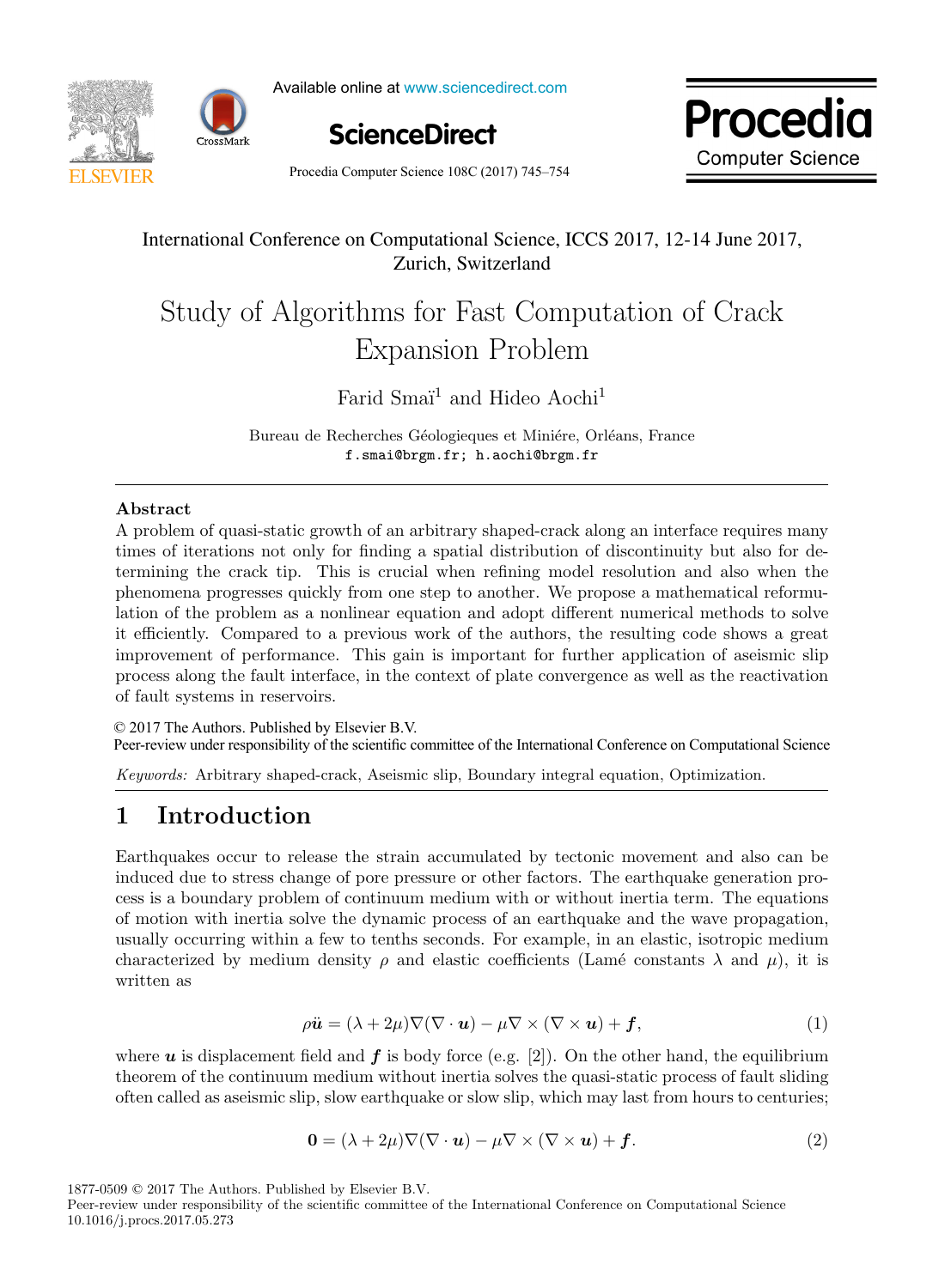Available online at www.sciencedirect.com

**ScienceDirect**

Procedia Computer Science 108C (2017) 745–754

**Procedia Computer Science**

International Conference on Computational Science, ICCS 2017, 12-14 June 2017, Zurich, Switzerland

# Study of Algorithms for Fast Computation of Crack Expansion Problem

Farid Smaï[1] and Hideo Aochi[1]

Bureau de Recherches Géologieques et Miniére, Orléans, France
f.smai@brgm.fr; h.aochi@brgm.fr

### Abstract

A problem of quasi-static growth of an arbitrary shaped-crack along an interface requires many times of iterations not only for finding a spatial distribution of discontinuity but also for determining the crack tip. This is crucial when refining model resolution and also when the phenomena progresses quickly from one step to another. We propose a mathematical reformulation of the problem as a nonlinear equation and adopt different numerical methods to solve it efficiently. Compared to a previous work of the authors, the resulting code shows a great improvement of performance. This gain is important for further application of aseismic slip process along the fault interface, in the context of plate convergence as well as the reactivation of fault systems in reservoirs.

© 2017 The Authors. Published by Elsevier B.V.
Peer-review under responsibility of the scientific committee of the International Conference on Computational Science

*Keywords:* Arbitrary shaped-crack, Aseismic slip, Boundary integral equation, Optimization.

## 1 Introduction

Earthquakes occur to release the strain accumulated by tectonic movement and also can be induced due to stress change of pore pressure or other factors. The earthquake generation process is a boundary problem of continuum medium with or without inertia term. The equations of motion with inertia solve the dynamic process of an earthquake and the wave propagation, usually occurring within a few to tenths seconds. For example, in an elastic, isotropic medium characterized by medium density $\rho$ and elastic coefficients (Lamé constants $\lambda$ and $\mu$), it is written as

$$\rho \ddot{\boldsymbol{u}} = (\lambda + 2\mu)\nabla(\nabla \cdot \boldsymbol{u}) - \mu \nabla \times (\nabla \times \boldsymbol{u}) + \boldsymbol{f}, \tag{1}$$

where $\boldsymbol{u}$ is displacement field and $\boldsymbol{f}$ is body force (e.g. [2]). On the other hand, the equilibrium theorem of the continuum medium without inertia solves the quasi-static process of fault sliding often called as aseismic slip, slow earthquake or slow slip, which may last from hours to centuries;

$$\boldsymbol{0} = (\lambda + 2\mu)\nabla(\nabla \cdot \boldsymbol{u}) - \mu \nabla \times (\nabla \times \boldsymbol{u}) + \boldsymbol{f}. \tag{2}$$

1877-0509 © 2017 The Authors. Published by Elsevier B.V.
Peer-review under responsibility of the scientific committee of the International Conference on Computational Science
10.1016/j.procs.2017.05.273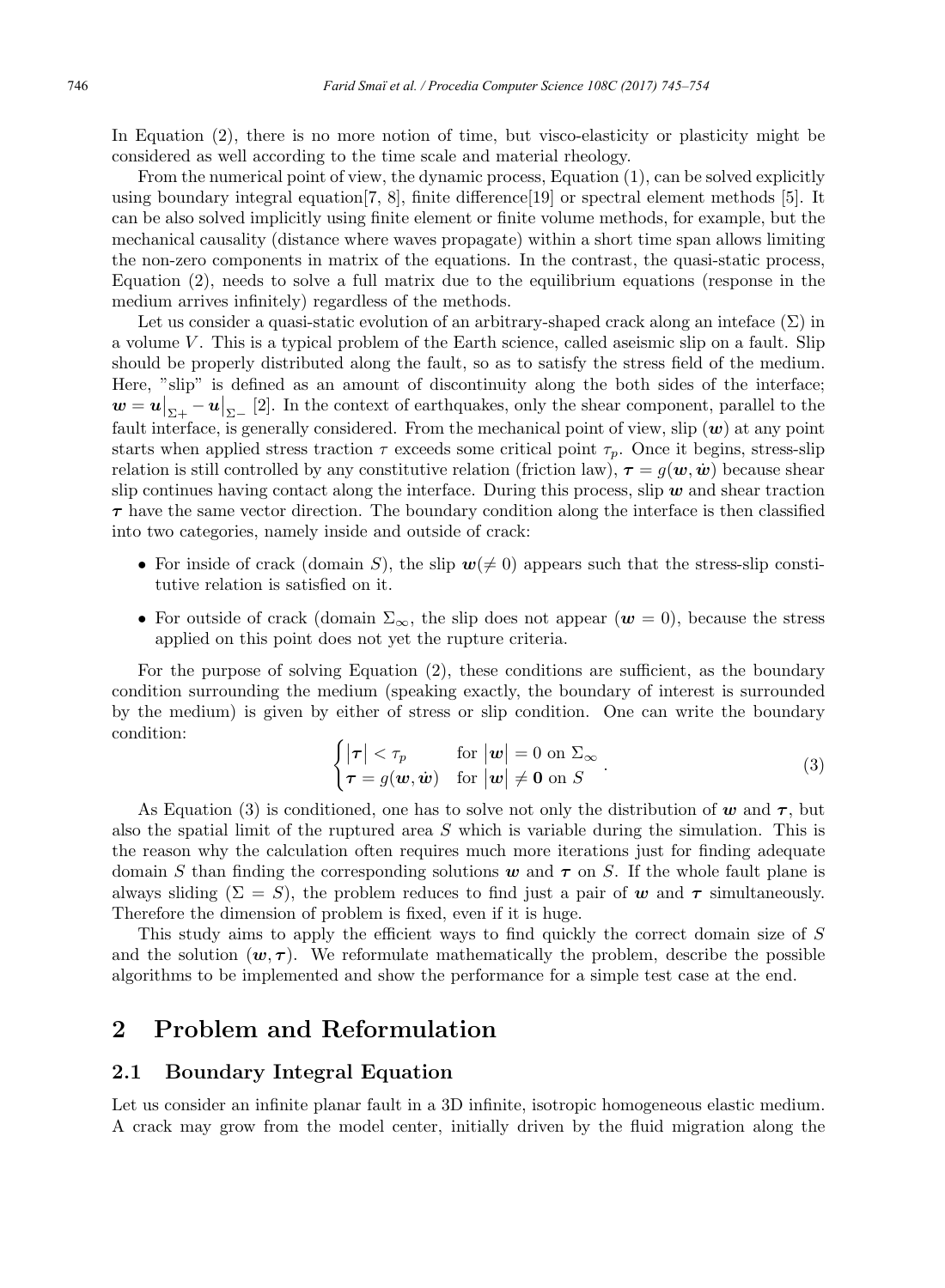In Equation (2), there is no more notion of time, but visco-elasticity or plasticity might be considered as well according to the time scale and material rheology.

From the numerical point of view, the dynamic process, Equation (1), can be solved explicitly using boundary integral equation[7, 8], finite difference[19] or spectral element methods [5]. It can be also solved implicitly using finite element or finite volume methods, for example, but the mechanical causality (distance where waves propagate) within a short time span allows limiting the non-zero components in matrix of the equations. In the contrast, the quasi-static process, Equation (2), needs to solve a full matrix due to the equilibrium equations (response in the medium arrives infinitely) regardless of the methods.

Let us consider a quasi-static evolution of an arbitrary-shaped crack along an inteface ($\Sigma$) in a volume $V$. This is a typical problem of the Earth science, called aseismic slip on a fault. Slip should be properly distributed along the fault, so as to satisfy the stress field of the medium. Here, "slip" is defined as an amount of discontinuity along the both sides of the interface; $\boldsymbol{w} = \boldsymbol{u}\big|_{\Sigma+} - \boldsymbol{u}\big|_{\Sigma-}$ [2]. In the context of earthquakes, only the shear component, parallel to the fault interface, is generally considered. From the mechanical point of view, slip ($\boldsymbol{w}$) at any point starts when applied stress traction $\tau$ exceeds some critical point $\tau_p$. Once it begins, stress-slip relation is still controlled by any constitutive relation (friction law), $\boldsymbol{\tau} = g(\boldsymbol{w}, \dot{\boldsymbol{w}})$ because shear slip continues having contact along the interface. During this process, slip $\boldsymbol{w}$ and shear traction $\boldsymbol{\tau}$ have the same vector direction. The boundary condition along the interface is then classified into two categories, namely inside and outside of crack:

- For inside of crack (domain $S$), the slip $\boldsymbol{w}(\neq 0)$ appears such that the stress-slip constitutive relation is satisfied on it.
- For outside of crack (domain $\Sigma_\infty$, the slip does not appear ($\boldsymbol{w} = 0$), because the stress applied on this point does not yet the rupture criteria.

For the purpose of solving Equation (2), these conditions are sufficient, as the boundary condition surrounding the medium (speaking exactly, the boundary of interest is surrounded by the medium) is given by either of stress or slip condition. One can write the boundary condition:

$$
\begin{cases} |\boldsymbol{\tau}| < \tau_p & \text{for } |\boldsymbol{w}| = 0 \text{ on } \Sigma_\infty \\ \boldsymbol{\tau} = g(\boldsymbol{w}, \dot{\boldsymbol{w}}) & \text{for } |\boldsymbol{w}| \neq \boldsymbol{0} \text{ on } S \end{cases} . \tag{3}
$$

As Equation (3) is conditioned, one has to solve not only the distribution of $\boldsymbol{w}$ and $\boldsymbol{\tau}$, but also the spatial limit of the ruptured area $S$ which is variable during the simulation. This is the reason why the calculation often requires much more iterations just for finding adequate domain $S$ than finding the corresponding solutions $\boldsymbol{w}$ and $\boldsymbol{\tau}$ on $S$. If the whole fault plane is always sliding ($\Sigma = S$), the problem reduces to find just a pair of $\boldsymbol{w}$ and $\boldsymbol{\tau}$ simultaneously. Therefore the dimension of problem is fixed, even if it is huge.

This study aims to apply the efficient ways to find quickly the correct domain size of $S$ and the solution $(\boldsymbol{w}, \boldsymbol{\tau})$. We reformulate mathematically the problem, describe the possible algorithms to be implemented and show the performance for a simple test case at the end.

## 2 Problem and Reformulation

### 2.1 Boundary Integral Equation

Let us consider an infinite planar fault in a 3D infinite, isotropic homogeneous elastic medium. A crack may grow from the model center, initially driven by the fluid migration along the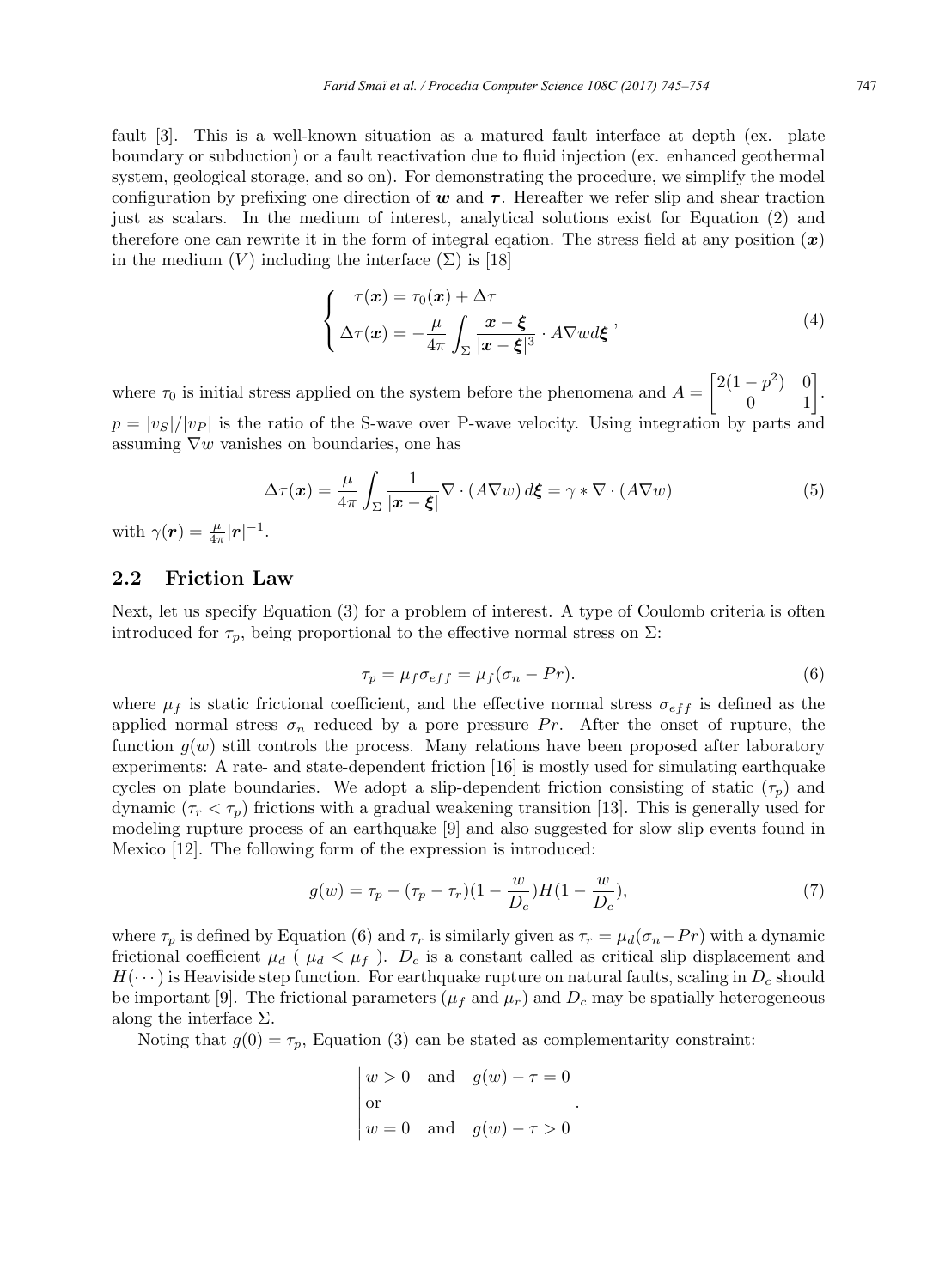fault [3]. This is a well-known situation as a matured fault interface at depth (ex. plate boundary or subduction) or a fault reactivation due to fluid injection (ex. enhanced geothermal system, geological storage, and so on). For demonstrating the procedure, we simplify the model configuration by prefixing one direction of $\boldsymbol{w}$ and $\boldsymbol{\tau}$. Hereafter we refer slip and shear traction just as scalars. In the medium of interest, analytical solutions exist for Equation (2) and therefore one can rewrite it in the form of integral eqation. The stress field at any position ($\boldsymbol{x}$) in the medium ($V$) including the interface ($\Sigma$) is [18]

$$\begin{cases} \tau(\boldsymbol{x}) = \tau_0(\boldsymbol{x}) + \Delta\tau \\ \Delta\tau(\boldsymbol{x}) = -\dfrac{\mu}{4\pi}\displaystyle\int_\Sigma \frac{\boldsymbol{x}-\boldsymbol{\xi}}{|\boldsymbol{x}-\boldsymbol{\xi}|^3} \cdot A\nabla w d\boldsymbol{\xi} \end{cases}, \tag{4}$$

where $\tau_0$ is initial stress applied on the system before the phenomena and $A = \begin{bmatrix} 2(1-p^2) & 0 \\ 0 & 1 \end{bmatrix}$. $p = |v_S|/|v_P|$ is the ratio of the S-wave over P-wave velocity. Using integration by parts and assuming $\nabla w$ vanishes on boundaries, one has

$$\Delta\tau(\boldsymbol{x}) = \frac{\mu}{4\pi}\int_\Sigma \frac{1}{|\boldsymbol{x}-\boldsymbol{\xi}|}\nabla \cdot (A\nabla w)\, d\boldsymbol{\xi} = \gamma * \nabla \cdot (A\nabla w) \tag{5}$$

with $\gamma(\boldsymbol{r}) = \frac{\mu}{4\pi}|\boldsymbol{r}|^{-1}$.

## 2.2 Friction Law

Next, let us specify Equation (3) for a problem of interest. A type of Coulomb criteria is often introduced for $\tau_p$, being proportional to the effective normal stress on $\Sigma$:

$$\tau_p = \mu_f \sigma_{eff} = \mu_f(\sigma_n - Pr). \tag{6}$$

where $\mu_f$ is static frictional coefficient, and the effective normal stress $\sigma_{eff}$ is defined as the applied normal stress $\sigma_n$ reduced by a pore pressure $Pr$. After the onset of rupture, the function $g(w)$ still controls the process. Many relations have been proposed after laboratory experiments: A rate- and state-dependent friction [16] is mostly used for simulating earthquake cycles on plate boundaries. We adopt a slip-dependent friction consisting of static ($\tau_p$) and dynamic ($\tau_r < \tau_p$) frictions with a gradual weakening transition [13]. This is generally used for modeling rupture process of an earthquake [9] and also suggested for slow slip events found in Mexico [12]. The following form of the expression is introduced:

$$g(w) = \tau_p - (\tau_p - \tau_r)(1 - \frac{w}{D_c})H(1 - \frac{w}{D_c}), \tag{7}$$

where $\tau_p$ is defined by Equation (6) and $\tau_r$ is similarly given as $\tau_r = \mu_d(\sigma_n - Pr)$ with a dynamic frictional coefficient $\mu_d$ ( $\mu_d < \mu_f$ ). $D_c$ is a constant called as critical slip displacement and $H(\cdots)$ is Heaviside step function. For earthquake rupture on natural faults, scaling in $D_c$ should be important [9]. The frictional parameters ($\mu_f$ and $\mu_r$) and $D_c$ may be spatially heterogeneous along the interface $\Sigma$.

Noting that $g(0) = \tau_p$, Equation (3) can be stated as complementarity constraint:

$$\left| \begin{array}{l} w > 0 \quad \text{and} \quad g(w) - \tau = 0 \\ \text{or} \\ w = 0 \quad \text{and} \quad g(w) - \tau > 0 \end{array} \right. .$$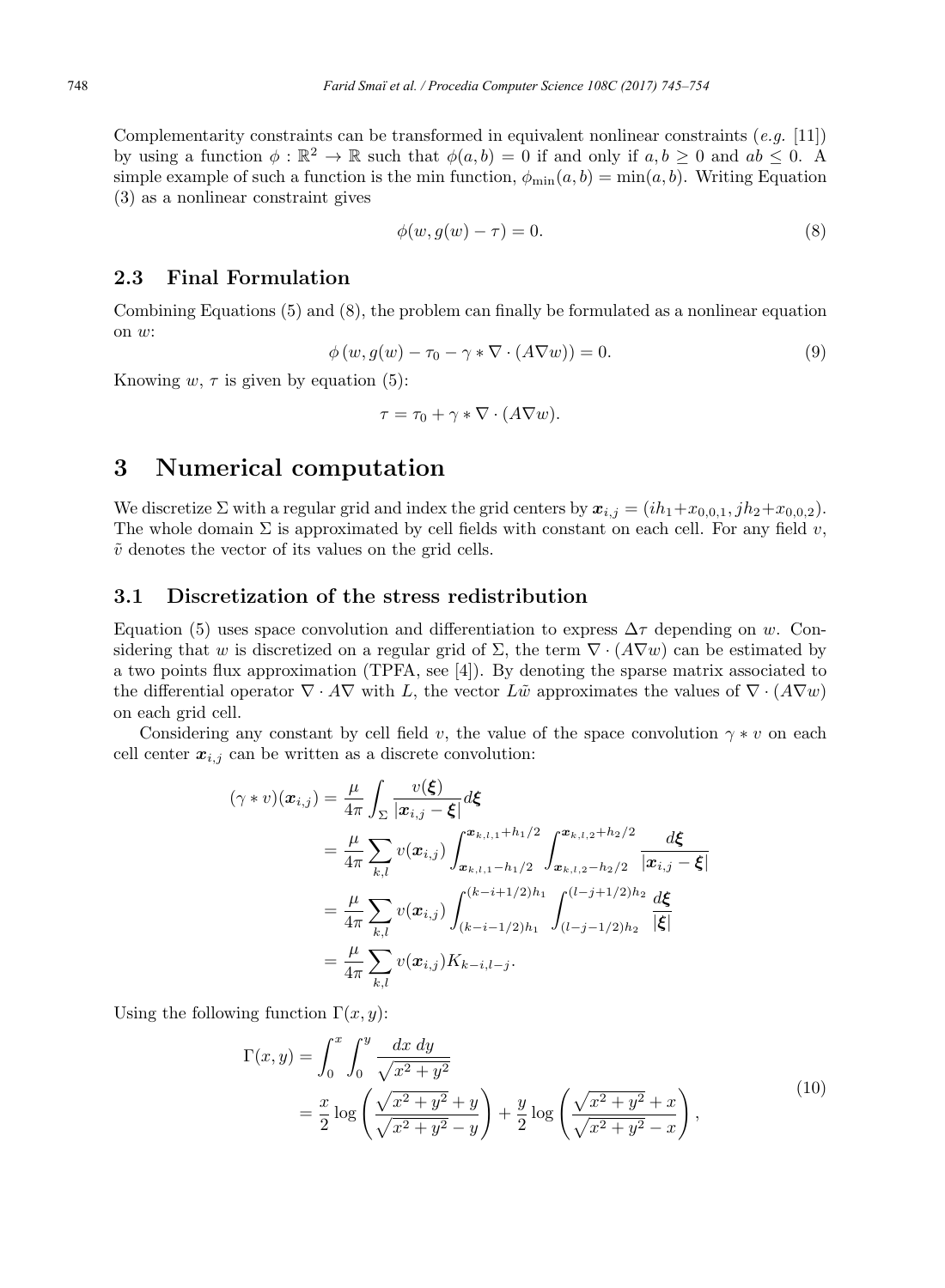Complementarity constraints can be transformed in equivalent nonlinear constraints (*e.g.* [11]) by using a function $\phi : \mathbb{R}^2 \to \mathbb{R}$ such that $\phi(a,b) = 0$ if and only if $a, b \geq 0$ and $ab \leq 0$. A simple example of such a function is the min function, $\phi_{\min}(a,b) = \min(a,b)$. Writing Equation (3) as a nonlinear constraint gives

$$\phi(w, g(w) - \tau) = 0. \tag{8}$$

### 2.3 Final Formulation

Combining Equations (5) and (8), the problem can finally be formulated as a nonlinear equation on $w$:

$$\phi\left(w, g(w) - \tau_0 - \gamma * \nabla \cdot (A \nabla w)\right) = 0. \tag{9}$$

Knowing $w$, $\tau$ is given by equation (5):

$$\tau = \tau_0 + \gamma * \nabla \cdot (A \nabla w).$$

## 3 Numerical computation

We discretize $\Sigma$ with a regular grid and index the grid centers by $\boldsymbol{x}_{i,j} = (ih_1 + x_{0,0,1}, jh_2 + x_{0,0,2})$. The whole domain $\Sigma$ is approximated by cell fields with constant on each cell. For any field $v$, $\tilde{v}$ denotes the vector of its values on the grid cells.

### 3.1 Discretization of the stress redistribution

Equation (5) uses space convolution and differentiation to express $\Delta\tau$ depending on $w$. Considering that $w$ is discretized on a regular grid of $\Sigma$, the term $\nabla \cdot (A \nabla w)$ can be estimated by a two points flux approximation (TPFA, see [4]). By denoting the sparse matrix associated to the differential operator $\nabla \cdot A \nabla$ with $L$, the vector $L\tilde{w}$ approximates the values of $\nabla \cdot (A \nabla w)$ on each grid cell.

Considering any constant by cell field $v$, the value of the space convolution $\gamma * v$ on each cell center $\boldsymbol{x}_{i,j}$ can be written as a discrete convolution:

$$\begin{aligned}
(\gamma * v)(\boldsymbol{x}_{i,j}) &= \frac{\mu}{4\pi} \int_\Sigma \frac{v(\boldsymbol{\xi})}{|\boldsymbol{x}_{i,j} - \boldsymbol{\xi}|} d\boldsymbol{\xi} \\
&= \frac{\mu}{4\pi} \sum_{k,l} v(\boldsymbol{x}_{i,j}) \int_{\boldsymbol{x}_{k,l,1} - h_1/2}^{\boldsymbol{x}_{k,l,1} + h_1/2} \int_{\boldsymbol{x}_{k,l,2} - h_2/2}^{\boldsymbol{x}_{k,l,2} + h_2/2} \frac{d\boldsymbol{\xi}}{|\boldsymbol{x}_{i,j} - \boldsymbol{\xi}|} \\
&= \frac{\mu}{4\pi} \sum_{k,l} v(\boldsymbol{x}_{i,j}) \int_{(k-i-1/2)h_1}^{(k-i+1/2)h_1} \int_{(l-j-1/2)h_2}^{(l-j+1/2)h_2} \frac{d\boldsymbol{\xi}}{|\boldsymbol{\xi}|} \\
&= \frac{\mu}{4\pi} \sum_{k,l} v(\boldsymbol{x}_{i,j}) K_{k-i,l-j}.
\end{aligned}$$

Using the following function $\Gamma(x,y)$:

$$\begin{aligned}
\Gamma(x,y) &= \int_0^x \int_0^y \frac{dx\ dy}{\sqrt{x^2 + y^2}} \\
&= \frac{x}{2} \log\left(\frac{\sqrt{x^2+y^2} + y}{\sqrt{x^2+y^2} - y}\right) + \frac{y}{2} \log\left(\frac{\sqrt{x^2+y^2} + x}{\sqrt{x^2+y^2} - x}\right),
\end{aligned} \tag{10}$$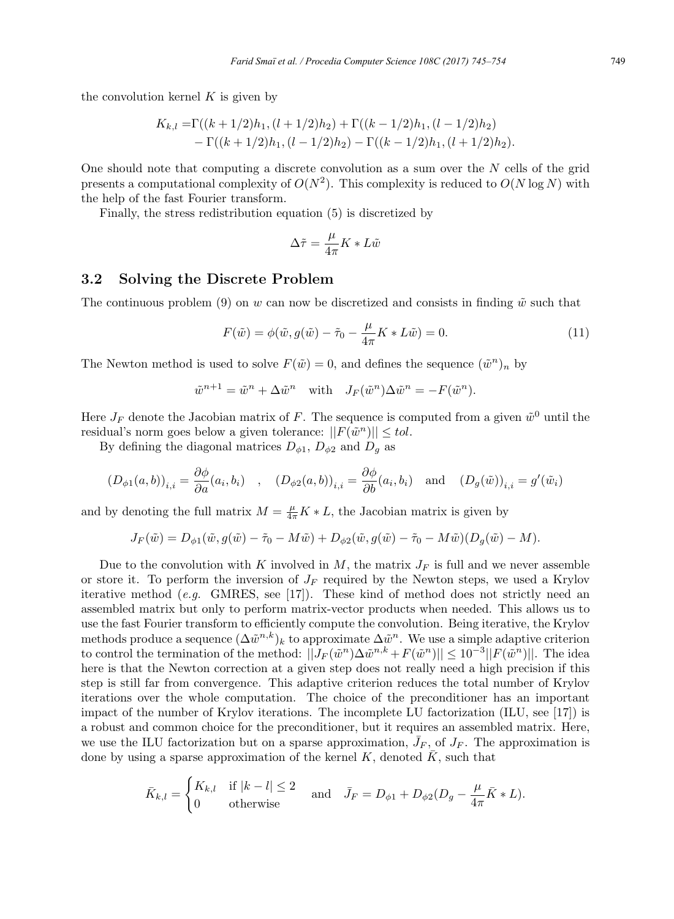the convolution kernel $K$ is given by

$$
\begin{aligned}
K_{k,l} =& \Gamma((k+1/2)h_1, (l+1/2)h_2) + \Gamma((k-1/2)h_1, (l-1/2)h_2) \\
& - \Gamma((k+1/2)h_1, (l-1/2)h_2) - \Gamma((k-1/2)h_1, (l+1/2)h_2).
\end{aligned}
$$

One should note that computing a discrete convolution as a sum over the $N$ cells of the grid presents a computational complexity of $O(N^2)$. This complexity is reduced to $O(N \log N)$ with the help of the fast Fourier transform.

Finally, the stress redistribution equation (5) is discretized by

$$
\Delta\tilde{\tau} = \frac{\mu}{4\pi} K * L\tilde{w}
$$

## 3.2 Solving the Discrete Problem

The continuous problem (9) on $w$ can now be discretized and consists in finding $\tilde{w}$ such that

$$
F(\tilde{w}) = \phi(\tilde{w}, g(\tilde{w}) - \tilde{\tau}_0 - \frac{\mu}{4\pi} K * L\tilde{w}) = 0. \tag{11}
$$

The Newton method is used to solve $F(\tilde{w}) = 0$, and defines the sequence $(\tilde{w}^n)_n$ by

$$
\tilde{w}^{n+1} = \tilde{w}^n + \Delta\tilde{w}^n \quad \text{with} \quad J_F(\tilde{w}^n)\Delta\tilde{w}^n = -F(\tilde{w}^n).
$$

Here $J_F$ denote the Jacobian matrix of $F$. The sequence is computed from a given $\tilde{w}^0$ until the residual's norm goes below a given tolerance: $||F(\tilde{w}^n)|| \leq tol$.

By defining the diagonal matrices $D_{\phi 1}$, $D_{\phi 2}$ and $D_g$ as

$$
(D_{\phi 1}(a,b))_{i,i} = \frac{\partial \phi}{\partial a}(a_i, b_i) \quad , \quad (D_{\phi 2}(a,b))_{i,i} = \frac{\partial \phi}{\partial b}(a_i, b_i) \quad \text{and} \quad (D_g(\tilde{w}))_{i,i} = g'(\tilde{w}_i)
$$

and by denoting the full matrix $M = \frac{\mu}{4\pi} K * L$, the Jacobian matrix is given by

$$
J_F(\tilde{w}) = D_{\phi 1}(\tilde{w}, g(\tilde{w}) - \tilde{\tau}_0 - M\tilde{w}) + D_{\phi 2}(\tilde{w}, g(\tilde{w}) - \tilde{\tau}_0 - M\tilde{w})(D_g(\tilde{w}) - M).
$$

Due to the convolution with $K$ involved in $M$, the matrix $J_F$ is full and we never assemble or store it. To perform the inversion of $J_F$ required by the Newton steps, we used a Krylov iterative method (*e.g.* GMRES, see [17]). These kind of method does not strictly need an assembled matrix but only to perform matrix-vector products when needed. This allows us to use the fast Fourier transform to efficiently compute the convolution. Being iterative, the Krylov methods produce a sequence $(\Delta\tilde{w}^{n,k})_k$ to approximate $\Delta\tilde{w}^n$. We use a simple adaptive criterion to control the termination of the method: $||J_F(\tilde{w}^n)\Delta\tilde{w}^{n,k} + F(\tilde{w}^n)|| \leq 10^{-3}||F(\tilde{w}^n)||$. The idea here is that the Newton correction at a given step does not really need a high precision if this step is still far from convergence. This adaptive criterion reduces the total number of Krylov iterations over the whole computation. The choice of the preconditioner has an important impact of the number of Krylov iterations. The incomplete LU factorization (ILU, see [17]) is a robust and common choice for the preconditioner, but it requires an assembled matrix. Here, we use the ILU factorization but on a sparse approximation, $\bar{J}_F$, of $J_F$. The approximation is done by using a sparse approximation of the kernel $K$, denoted $\bar{K}$, such that

$$
\bar{K}_{k,l} = \begin{cases} K_{k,l} & \text{if } |k-l| \leq 2 \\ 0 & \text{otherwise} \end{cases} \quad \text{and} \quad \bar{J}_F = D_{\phi 1} + D_{\phi 2}(D_g - \frac{\mu}{4\pi}\bar{K} * L).
$$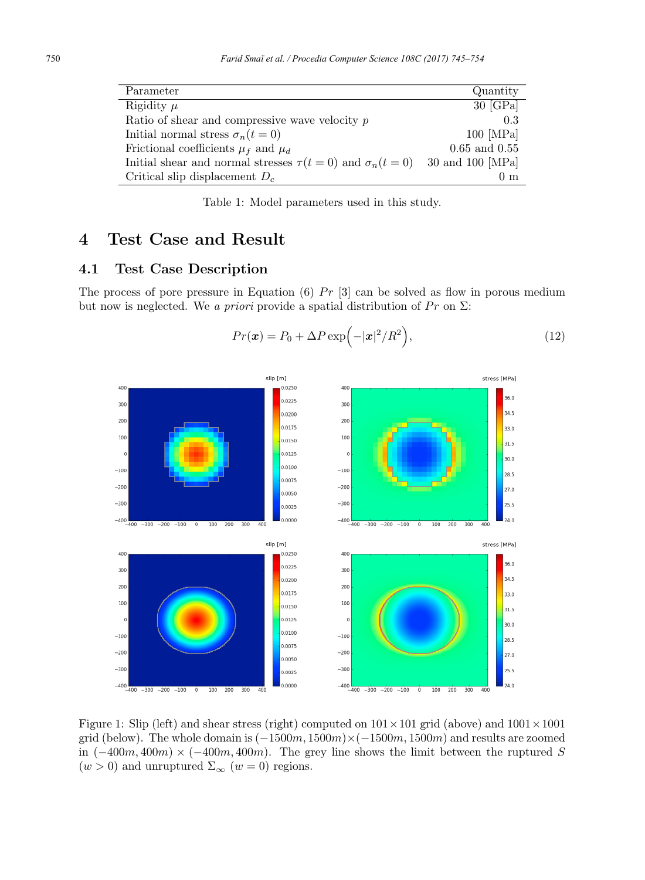| Parameter | Quantity |
|---|---|
| Rigidity $\mu$ | 30 [GPa] |
| Ratio of shear and compressive wave velocity $p$ | 0.3 |
| Initial normal stress $\sigma_n(t=0)$ | 100 [MPa] |
| Frictional coefficients $\mu_f$ and $\mu_d$ | 0.65 and 0.55 |
| Initial shear and normal stresses $\tau(t=0)$ and $\sigma_n(t=0)$ | 30 and 100 [MPa] |
| Critical slip displacement $D_c$ | 0 m |

Table 1: Model parameters used in this study.

# 4 Test Case and Result

## 4.1 Test Case Description

The process of pore pressure in Equation (6) $Pr$ [3] can be solved as flow in porous medium but now is neglected. We *a priori* provide a spatial distribution of $Pr$ on $\Sigma$:

$$Pr(\boldsymbol{x}) = P_0 + \Delta P \exp\Big(-|\boldsymbol{x}|^2/R^2\Big), \tag{12}$$

Figure 1: Slip (left) and shear stress (right) computed on $101 \times 101$ grid (above) and $1001 \times 1001$ grid (below). The whole domain is $(-1500m, 1500m) \times (-1500m, 1500m)$ and results are zoomed in $(-400m, 400m) \times (-400m, 400m)$. The grey line shows the limit between the ruptured $S$ ($w > 0$) and unruptured $\Sigma_\infty$ ($w = 0$) regions.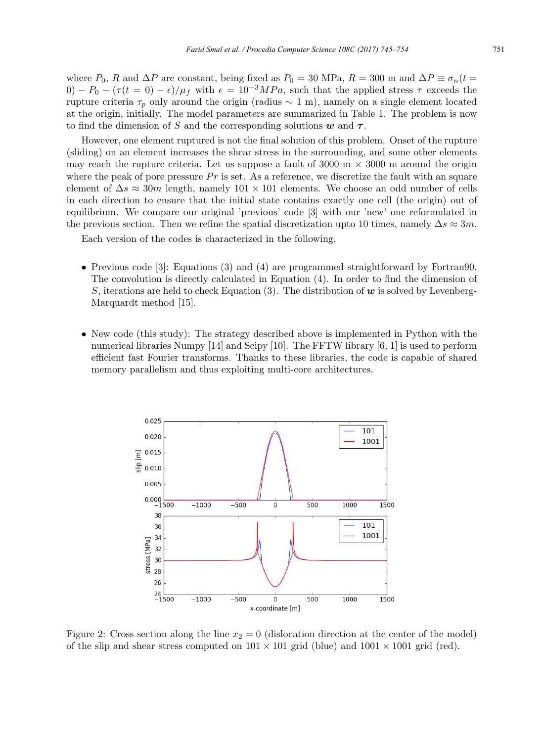where $P_0$, $R$ and $\Delta P$ are constant, being fixed as $P_0 = 30$ MPa, $R = 300$ m and $\Delta P \equiv \sigma_n(t = 0) - P_0 - (\tau(t = 0) - \epsilon)/\mu_f$ with $\epsilon = 10^{-3} MPa$, such that the applied stress $\tau$ exceeds the rupture criteria $\tau_p$ only around the origin (radius $\sim$ 1 m), namely on a single element located at the origin, initially. The model parameters are summarized in Table 1. The problem is now to find the dimension of $S$ and the corresponding solutions $\boldsymbol{w}$ and $\boldsymbol{\tau}$.

However, one element ruptured is not the final solution of this problem. Onset of the rupture (sliding) on an element increases the shear stress in the surrounding, and some other elements may reach the rupture criteria. Let us suppose a fault of 3000 m $\times$ 3000 m around the origin where the peak of pore pressure $Pr$ is set. As a reference, we discretize the fault with an square element of $\Delta s \approx 30m$ length, namely $101 \times 101$ elements. We choose an odd number of cells in each direction to ensure that the initial state contains exactly one cell (the origin) out of equilibrium. We compare our original 'previous' code [3] with our 'new' one reformulated in the previous section. Then we refine the spatial discretization upto 10 times, namely $\Delta s \approx 3m$.

Each version of the codes is characterized in the following.

- Previous code [3]: Equations (3) and (4) are programmed straightforward by Fortran90. The convolution is directly calculated in Equation (4). In order to find the dimension of $S$, iterations are held to check Equation (3). The distribution of $\boldsymbol{w}$ is solved by Levenberg-Marquardt method [15].

- New code (this study): The strategy described above is implemented in Python with the numerical libraries Numpy [14] and Scipy [10]. The FFTW library [6, 1] is used to perform efficient fast Fourier transforms. Thanks to these libraries, the code is capable of shared memory parallelism and thus exploiting multi-core architectures.

Figure 2: Cross section along the line $x_2 = 0$ (dislocation direction at the center of the model) of the slip and shear stress computed on $101 \times 101$ grid (blue) and $1001 \times 1001$ grid (red).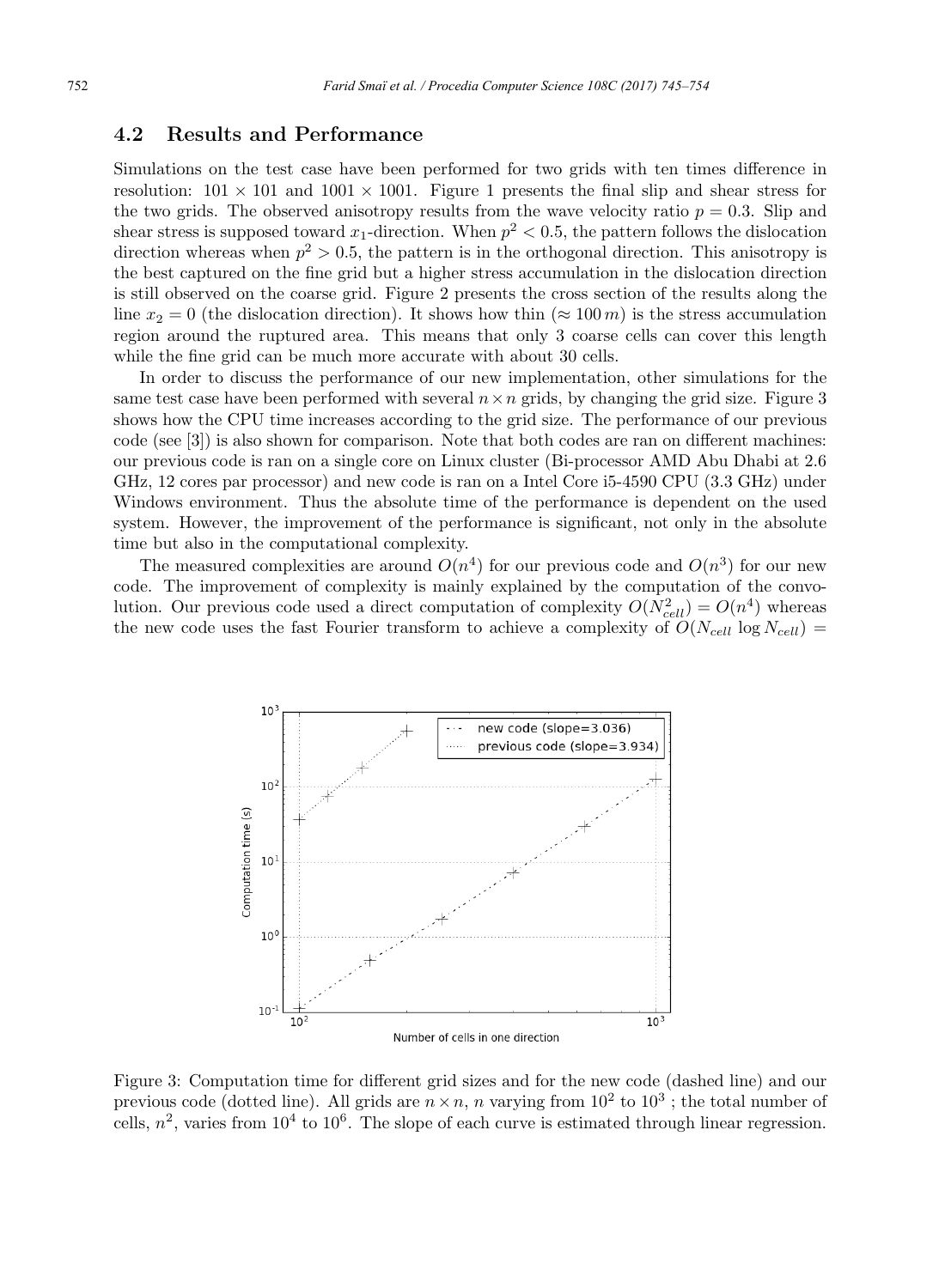## 4.2 Results and Performance

Simulations on the test case have been performed for two grids with ten times difference in resolution: $101 \times 101$ and $1001 \times 1001$. Figure 1 presents the final slip and shear stress for the two grids. The observed anisotropy results from the wave velocity ratio $p = 0.3$. Slip and shear stress is supposed toward $x_1$-direction. When $p^2 < 0.5$, the pattern follows the dislocation direction whereas when $p^2 > 0.5$, the pattern is in the orthogonal direction. This anisotropy is the best captured on the fine grid but a higher stress accumulation in the dislocation direction is still observed on the coarse grid. Figure 2 presents the cross section of the results along the line $x_2 = 0$ (the dislocation direction). It shows how thin ($\approx 100\,m$) is the stress accumulation region around the ruptured area. This means that only 3 coarse cells can cover this length while the fine grid can be much more accurate with about 30 cells.

In order to discuss the performance of our new implementation, other simulations for the same test case have been performed with several $n \times n$ grids, by changing the grid size. Figure 3 shows how the CPU time increases according to the grid size. The performance of our previous code (see [3]) is also shown for comparison. Note that both codes are ran on different machines: our previous code is ran on a single core on Linux cluster (Bi-processor AMD Abu Dhabi at 2.6 GHz, 12 cores par processor) and new code is ran on a Intel Core i5-4590 CPU (3.3 GHz) under Windows environment. Thus the absolute time of the performance is dependent on the used system. However, the improvement of the performance is significant, not only in the absolute time but also in the computational complexity.

The measured complexities are around $O(n^4)$ for our previous code and $O(n^3)$ for our new code. The improvement of complexity is mainly explained by the computation of the convolution. Our previous code used a direct computation of complexity $O(N_{cell}^2) = O(n^4)$ whereas the new code uses the fast Fourier transform to achieve a complexity of $O(N_{cell} \log N_{cell}) =$

Figure 3: Computation time for different grid sizes and for the new code (dashed line) and our previous code (dotted line). All grids are $n \times n$, $n$ varying from $10^2$ to $10^3$ ; the total number of cells, $n^2$, varies from $10^4$ to $10^6$. The slope of each curve is estimated through linear regression.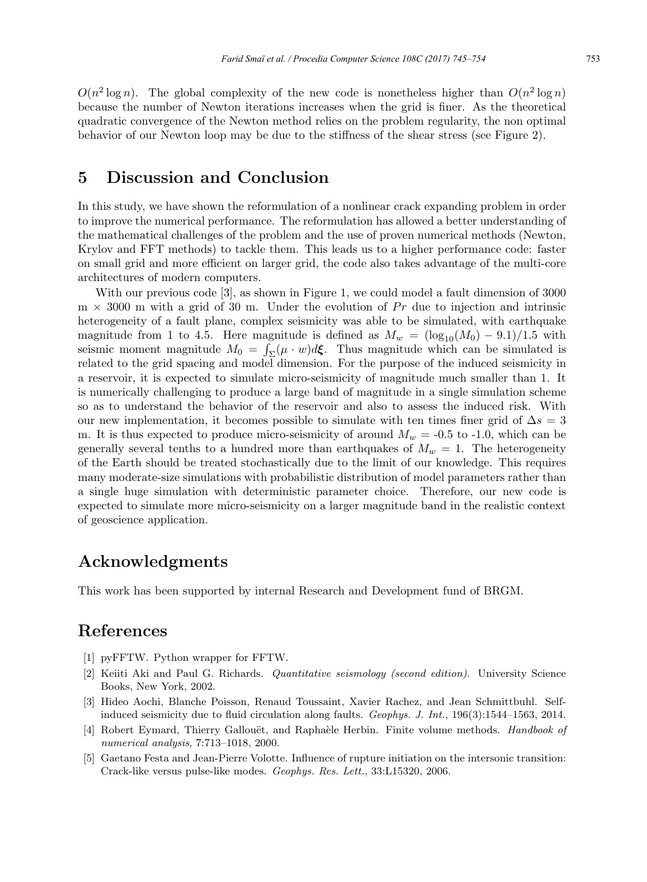$O(n^2 \log n)$. The global complexity of the new code is nonetheless higher than $O(n^2 \log n)$ because the number of Newton iterations increases when the grid is finer. As the theoretical quadratic convergence of the Newton method relies on the problem regularity, the non optimal behavior of our Newton loop may be due to the stiffness of the shear stress (see Figure 2).

## 5 Discussion and Conclusion

In this study, we have shown the reformulation of a nonlinear crack expanding problem in order to improve the numerical performance. The reformulation has allowed a better understanding of the mathematical challenges of the problem and the use of proven numerical methods (Newton, Krylov and FFT methods) to tackle them. This leads us to a higher performance code: faster on small grid and more efficient on larger grid, the code also takes advantage of the multi-core architectures of modern computers.

With our previous code [3], as shown in Figure 1, we could model a fault dimension of 3000 m $\times$ 3000 m with a grid of 30 m. Under the evolution of $Pr$ due to injection and intrinsic heterogeneity of a fault plane, complex seismicity was able to be simulated, with earthquake magnitude from 1 to 4.5. Here magnitude is defined as $M_w = (\log_{10}(M_0) - 9.1)/1.5$ with seismic moment magnitude $M_0 = \int_\Sigma (\mu \cdot w) d\boldsymbol{\xi}$. Thus magnitude which can be simulated is related to the grid spacing and model dimension. For the purpose of the induced seismicity in a reservoir, it is expected to simulate micro-seismicity of magnitude much smaller than 1. It is numerically challenging to produce a large band of magnitude in a single simulation scheme so as to understand the behavior of the reservoir and also to assess the induced risk. With our new implementation, it becomes possible to simulate with ten times finer grid of $\Delta s = 3$ m. It is thus expected to produce micro-seismicity of around $M_w$ = -0.5 to -1.0, which can be generally several tenths to a hundred more than earthquakes of $M_w = 1$. The heterogeneity of the Earth should be treated stochastically due to the limit of our knowledge. This requires many moderate-size simulations with probabilistic distribution of model parameters rather than a single huge simulation with deterministic parameter choice. Therefore, our new code is expected to simulate more micro-seismicity on a larger magnitude band in the realistic context of geoscience application.

## Acknowledgments

This work has been supported by internal Research and Development fund of BRGM.

## References

[1] pyFFTW. Python wrapper for FFTW.

[2] Keiiti Aki and Paul G. Richards. *Quantitative seismology (second edition)*. University Science Books, New York, 2002.

[3] Hideo Aochi, Blanche Poisson, Renaud Toussaint, Xavier Rachez, and Jean Schmittbuhl. Self-induced seismicity due to fluid circulation along faults. *Geophys. J. Int.*, 196(3):1544–1563, 2014.

[4] Robert Eymard, Thierry Gallouët, and Raphaèle Herbin. Finite volume methods. *Handbook of numerical analysis*, 7:713–1018, 2000.

[5] Gaetano Festa and Jean-Pierre Volotte. Influence of rupture initiation on the intersonic transition: Crack-like versus pulse-like modes. *Geophys. Res. Lett.*, 33:L15320, 2006.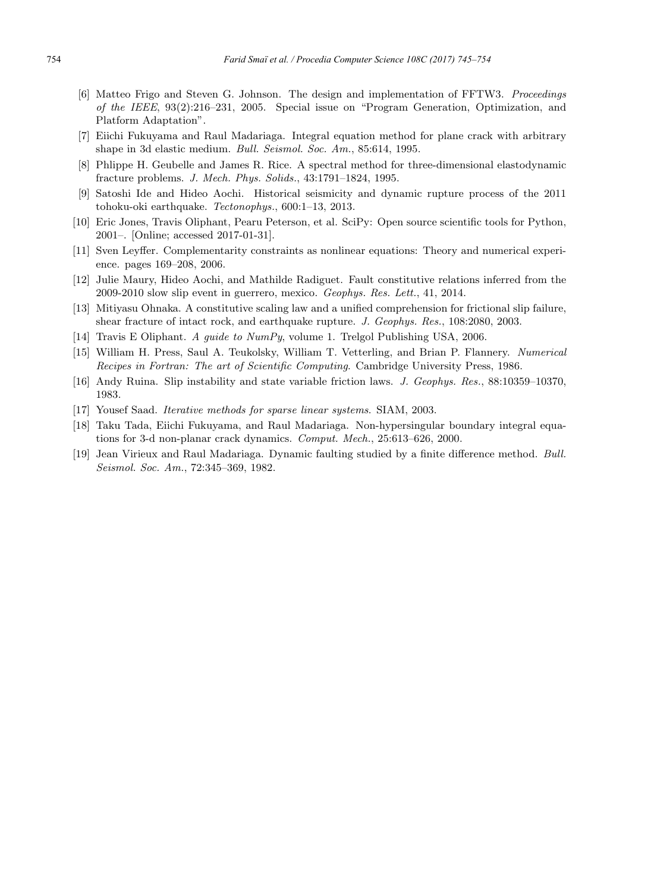[6] Matteo Frigo and Steven G. Johnson. The design and implementation of FFTW3. *Proceedings of the IEEE*, 93(2):216–231, 2005. Special issue on "Program Generation, Optimization, and Platform Adaptation".

[7] Eiichi Fukuyama and Raul Madariaga. Integral equation method for plane crack with arbitrary shape in 3d elastic medium. *Bull. Seismol. Soc. Am.*, 85:614, 1995.

[8] Phlippe H. Geubelle and James R. Rice. A spectral method for three-dimensional elastodynamic fracture problems. *J. Mech. Phys. Solids.*, 43:1791–1824, 1995.

[9] Satoshi Ide and Hideo Aochi. Historical seismicity and dynamic rupture process of the 2011 tohoku-oki earthquake. *Tectonophys.*, 600:1–13, 2013.

[10] Eric Jones, Travis Oliphant, Pearu Peterson, et al. SciPy: Open source scientific tools for Python, 2001–. [Online; accessed 2017-01-31].

[11] Sven Leyffer. Complementarity constraints as nonlinear equations: Theory and numerical experience. pages 169–208, 2006.

[12] Julie Maury, Hideo Aochi, and Mathilde Radiguet. Fault constitutive relations inferred from the 2009-2010 slow slip event in guerrero, mexico. *Geophys. Res. Lett.*, 41, 2014.

[13] Mitiyasu Ohnaka. A constitutive scaling law and a unified comprehension for frictional slip failure, shear fracture of intact rock, and earthquake rupture. *J. Geophys. Res.*, 108:2080, 2003.

[14] Travis E Oliphant. *A guide to NumPy*, volume 1. Trelgol Publishing USA, 2006.

[15] William H. Press, Saul A. Teukolsky, William T. Vetterling, and Brian P. Flannery. *Numerical Recipes in Fortran: The art of Scientific Computing*. Cambridge University Press, 1986.

[16] Andy Ruina. Slip instability and state variable friction laws. *J. Geophys. Res.*, 88:10359–10370, 1983.

[17] Yousef Saad. *Iterative methods for sparse linear systems*. SIAM, 2003.

[18] Taku Tada, Eiichi Fukuyama, and Raul Madariaga. Non-hypersingular boundary integral equations for 3-d non-planar crack dynamics. *Comput. Mech.*, 25:613–626, 2000.

[19] Jean Virieux and Raul Madariaga. Dynamic faulting studied by a finite difference method. *Bull. Seismol. Soc. Am.*, 72:345–369, 1982.